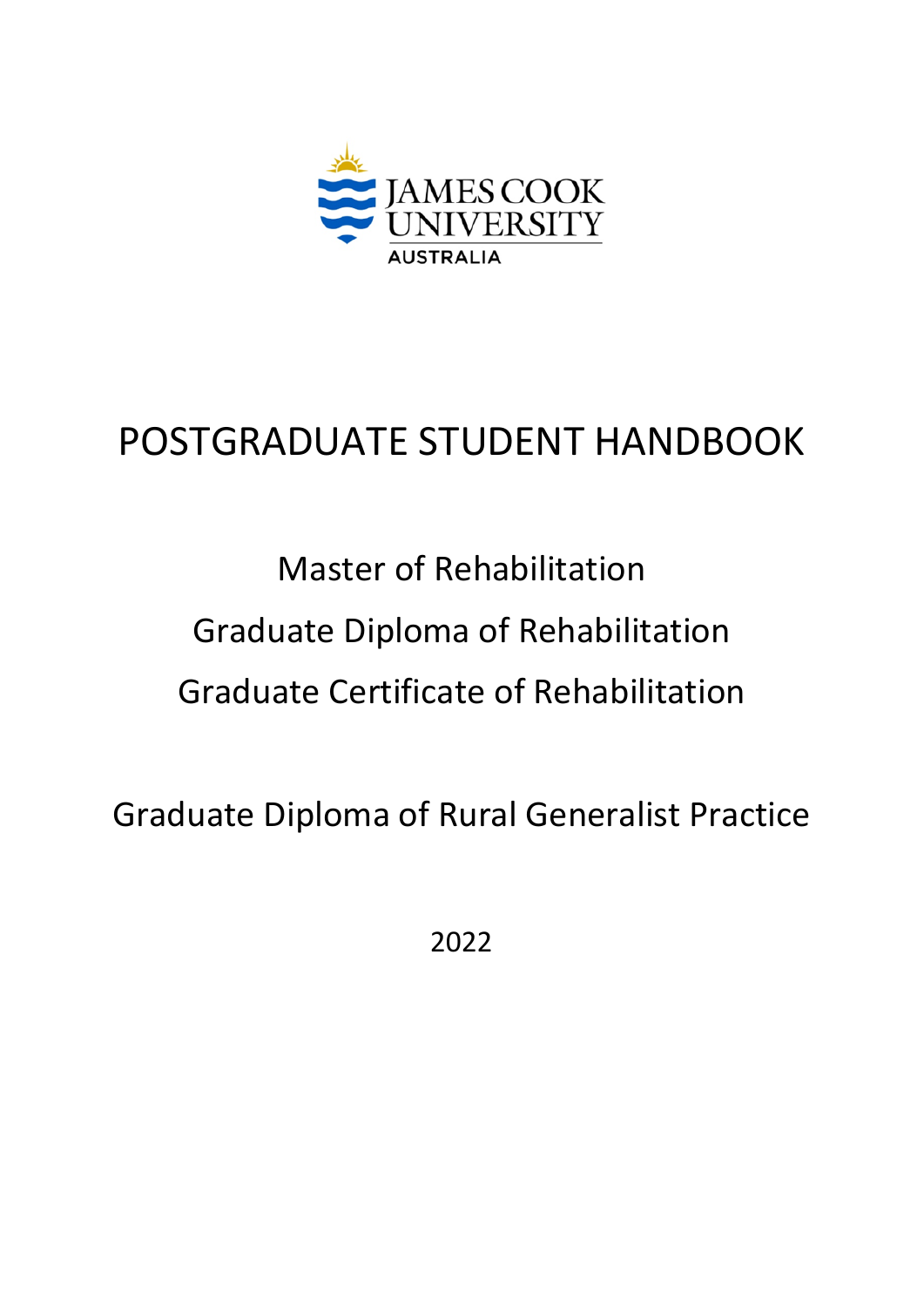JAMES COOK UNIVERSITY
AUSTRALIA

# POSTGRADUATE STUDENT HANDBOOK

## Master of Rehabilitation

## Graduate Diploma of Rehabilitation

## Graduate Certificate of Rehabilitation

## Graduate Diploma of Rural Generalist Practice

2022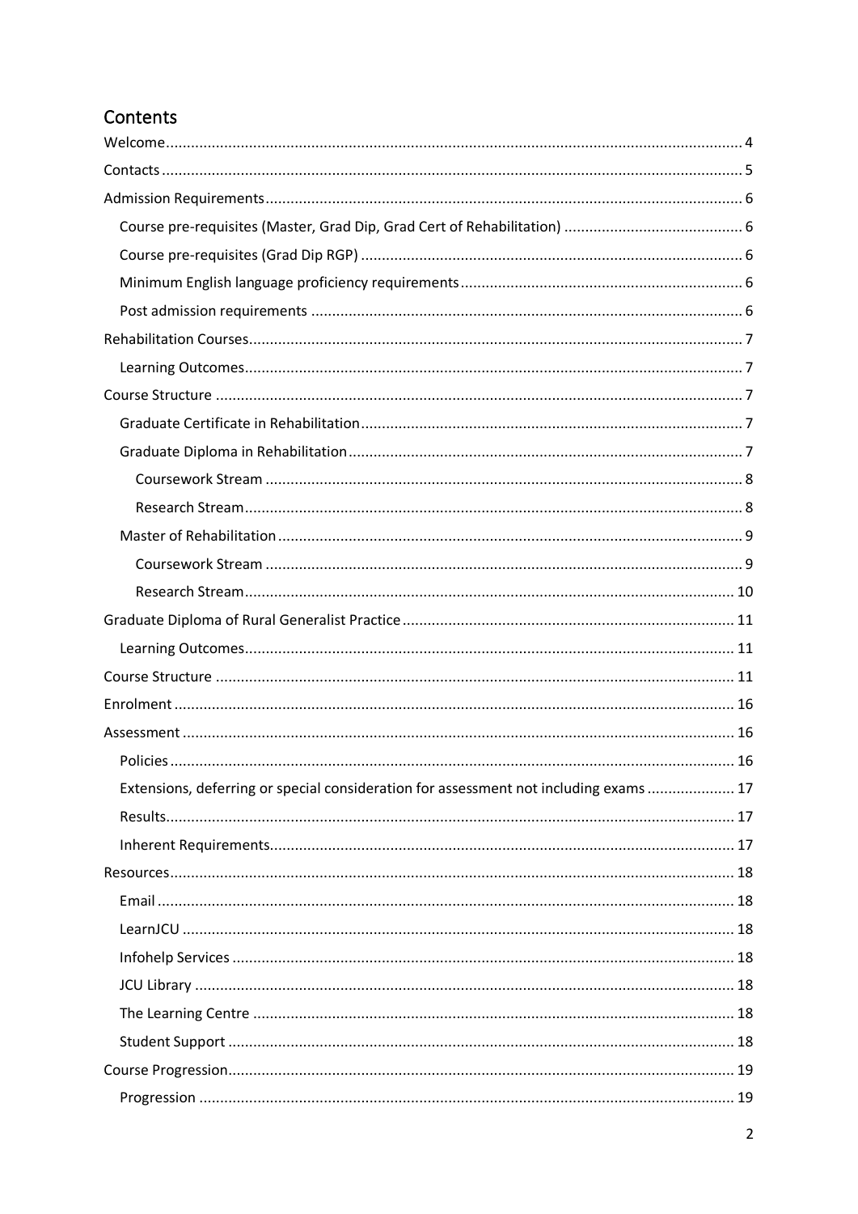# Contents

- Welcome ... 4
- Contacts ... 5
- Admission Requirements ... 6
  - Course pre-requisites (Master, Grad Dip, Grad Cert of Rehabilitation) ... 6
  - Course pre-requisites (Grad Dip RGP) ... 6
  - Minimum English language proficiency requirements ... 6
  - Post admission requirements ... 6
- Rehabilitation Courses ... 7
  - Learning Outcomes ... 7
- Course Structure ... 7
  - Graduate Certificate in Rehabilitation ... 7
  - Graduate Diploma in Rehabilitation ... 7
    - Coursework Stream ... 8
    - Research Stream ... 8
  - Master of Rehabilitation ... 9
    - Coursework Stream ... 9
    - Research Stream ... 10
- Graduate Diploma of Rural Generalist Practice ... 11
  - Learning Outcomes ... 11
- Course Structure ... 11
- Enrolment ... 16
- Assessment ... 16
  - Policies ... 16
  - Extensions, deferring or special consideration for assessment not including exams ... 17
  - Results ... 17
  - Inherent Requirements ... 17
- Resources ... 18
  - Email ... 18
  - LearnJCU ... 18
  - Infohelp Services ... 18
  - JCU Library ... 18
  - The Learning Centre ... 18
  - Student Support ... 18
- Course Progression ... 19
  - Progression ... 19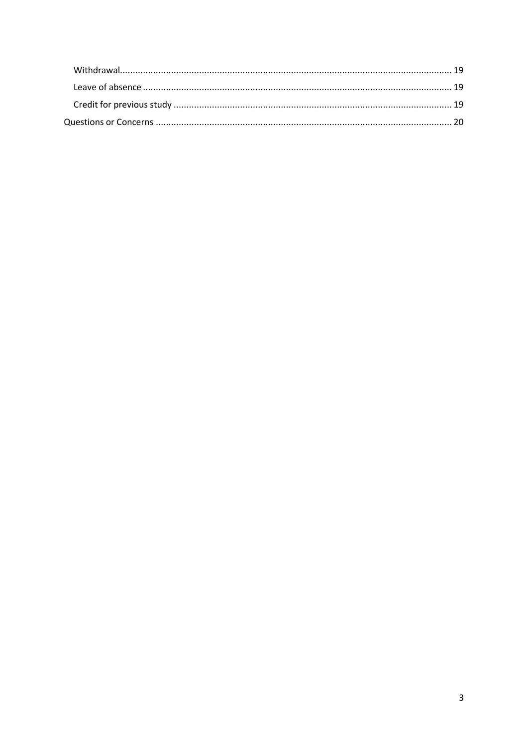- Withdrawal ..... 19
- Leave of absence ..... 19
- Credit for previous study ..... 19

Questions or Concerns ..... 20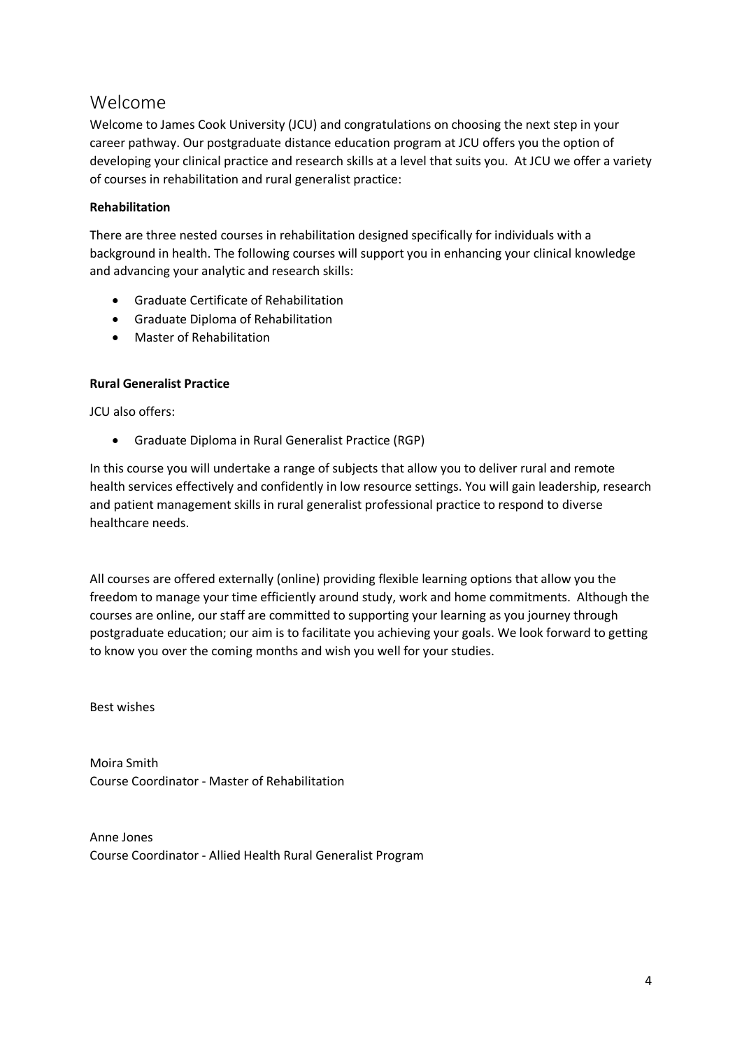# Welcome

Welcome to James Cook University (JCU) and congratulations on choosing the next step in your career pathway. Our postgraduate distance education program at JCU offers you the option of developing your clinical practice and research skills at a level that suits you. At JCU we offer a variety of courses in rehabilitation and rural generalist practice:

**Rehabilitation**

There are three nested courses in rehabilitation designed specifically for individuals with a background in health. The following courses will support you in enhancing your clinical knowledge and advancing your analytic and research skills:

- Graduate Certificate of Rehabilitation
- Graduate Diploma of Rehabilitation
- Master of Rehabilitation

**Rural Generalist Practice**

JCU also offers:

- Graduate Diploma in Rural Generalist Practice (RGP)

In this course you will undertake a range of subjects that allow you to deliver rural and remote health services effectively and confidently in low resource settings. You will gain leadership, research and patient management skills in rural generalist professional practice to respond to diverse healthcare needs.

All courses are offered externally (online) providing flexible learning options that allow you the freedom to manage your time efficiently around study, work and home commitments. Although the courses are online, our staff are committed to supporting your learning as you journey through postgraduate education; our aim is to facilitate you achieving your goals. We look forward to getting to know you over the coming months and wish you well for your studies.

Best wishes

Moira Smith
Course Coordinator - Master of Rehabilitation

Anne Jones
Course Coordinator - Allied Health Rural Generalist Program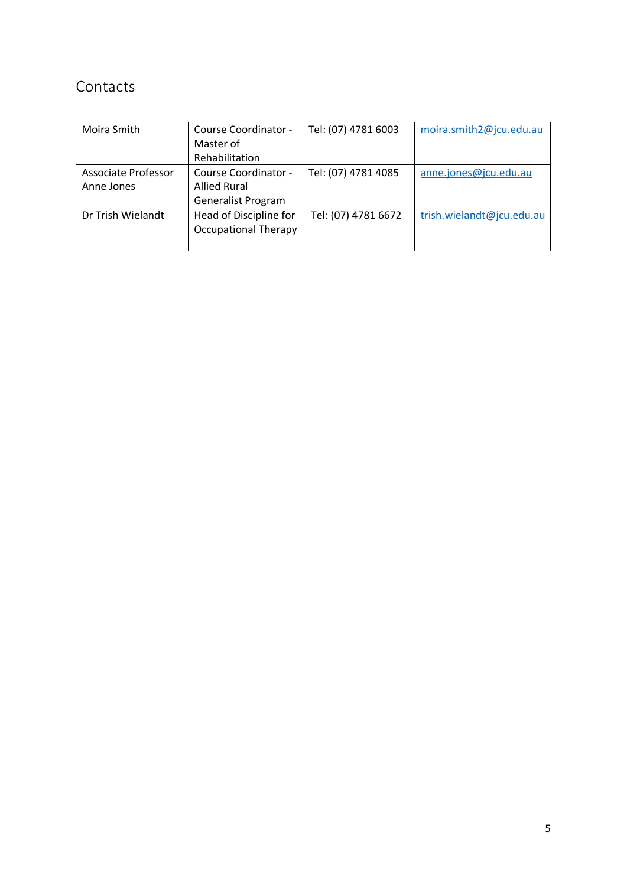## Contacts

| | | | |
|---|---|---|---|
| Moira Smith | Course Coordinator - Master of Rehabilitation | Tel: (07) 4781 6003 | moira.smith2@jcu.edu.au |
| Associate Professor Anne Jones | Course Coordinator - Allied Rural Generalist Program | Tel: (07) 4781 4085 | anne.jones@jcu.edu.au |
| Dr Trish Wielandt | Head of Discipline for Occupational Therapy | Tel: (07) 4781 6672 | trish.wielandt@jcu.edu.au |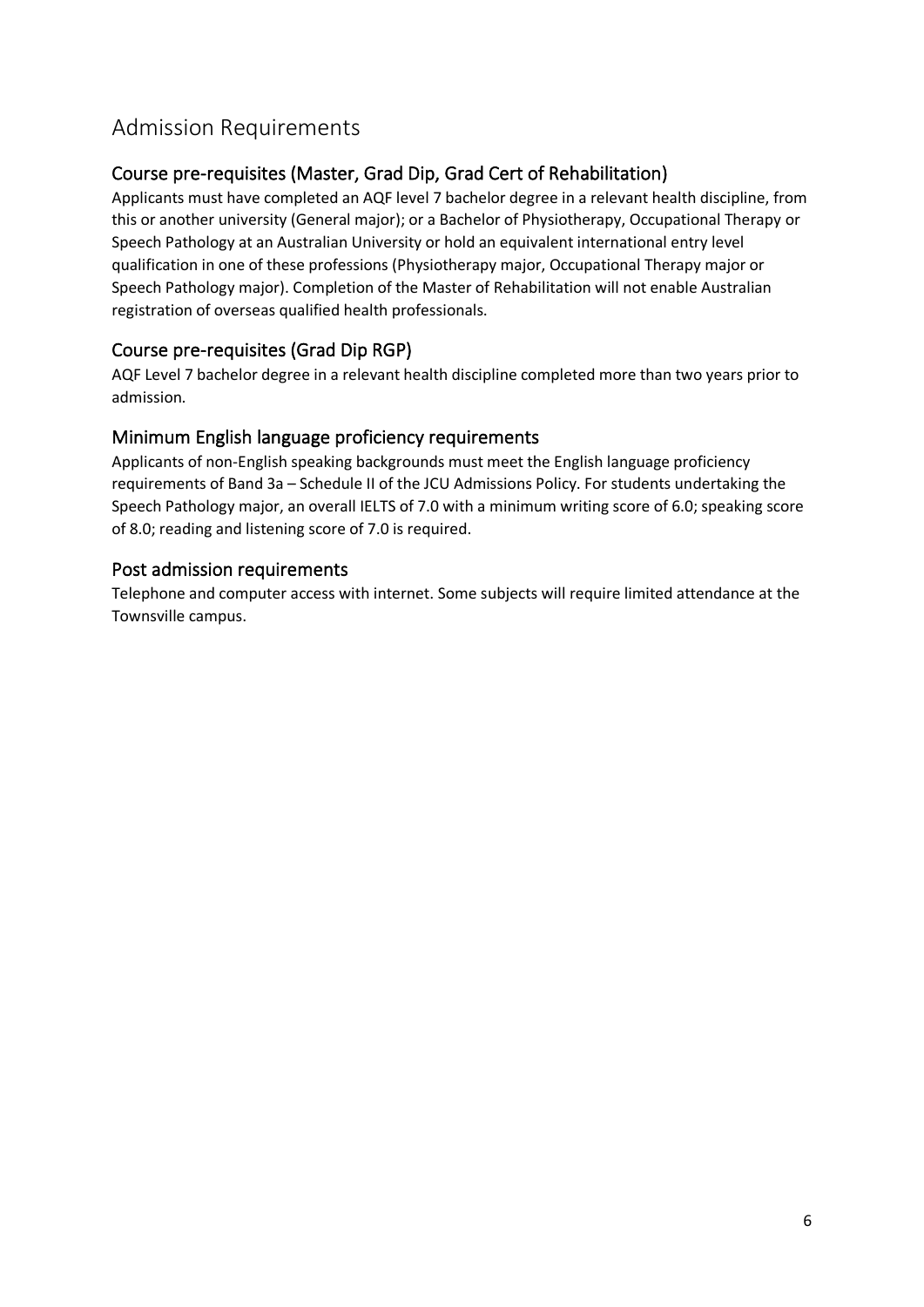# Admission Requirements

## Course pre-requisites (Master, Grad Dip, Grad Cert of Rehabilitation)

Applicants must have completed an AQF level 7 bachelor degree in a relevant health discipline, from this or another university (General major); or a Bachelor of Physiotherapy, Occupational Therapy or Speech Pathology at an Australian University or hold an equivalent international entry level qualification in one of these professions (Physiotherapy major, Occupational Therapy major or Speech Pathology major). Completion of the Master of Rehabilitation will not enable Australian registration of overseas qualified health professionals.

## Course pre-requisites (Grad Dip RGP)

AQF Level 7 bachelor degree in a relevant health discipline completed more than two years prior to admission.

## Minimum English language proficiency requirements

Applicants of non-English speaking backgrounds must meet the English language proficiency requirements of Band 3a – Schedule II of the JCU Admissions Policy. For students undertaking the Speech Pathology major, an overall IELTS of 7.0 with a minimum writing score of 6.0; speaking score of 8.0; reading and listening score of 7.0 is required.

## Post admission requirements

Telephone and computer access with internet. Some subjects will require limited attendance at the Townsville campus.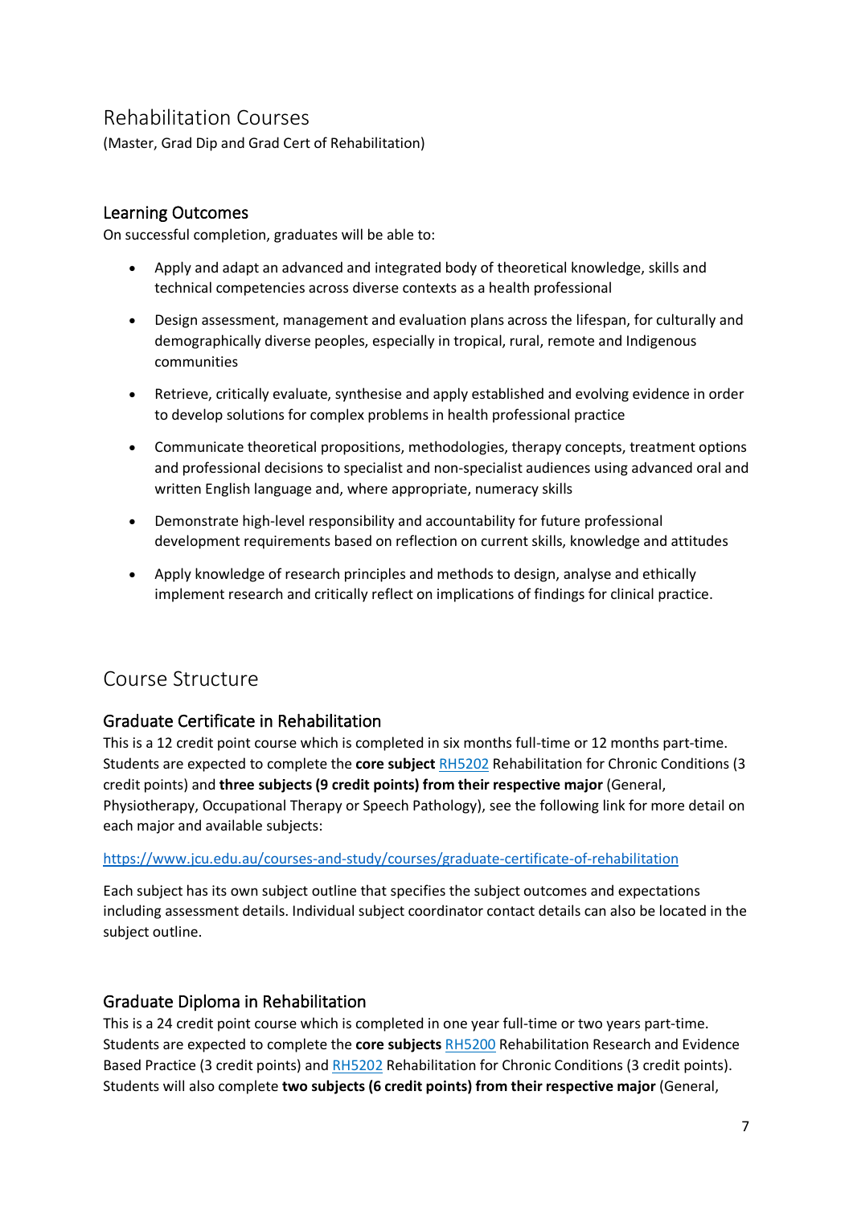# Rehabilitation Courses

(Master, Grad Dip and Grad Cert of Rehabilitation)

## Learning Outcomes

On successful completion, graduates will be able to:

- Apply and adapt an advanced and integrated body of theoretical knowledge, skills and technical competencies across diverse contexts as a health professional
- Design assessment, management and evaluation plans across the lifespan, for culturally and demographically diverse peoples, especially in tropical, rural, remote and Indigenous communities
- Retrieve, critically evaluate, synthesise and apply established and evolving evidence in order to develop solutions for complex problems in health professional practice
- Communicate theoretical propositions, methodologies, therapy concepts, treatment options and professional decisions to specialist and non-specialist audiences using advanced oral and written English language and, where appropriate, numeracy skills
- Demonstrate high-level responsibility and accountability for future professional development requirements based on reflection on current skills, knowledge and attitudes
- Apply knowledge of research principles and methods to design, analyse and ethically implement research and critically reflect on implications of findings for clinical practice.

# Course Structure

## Graduate Certificate in Rehabilitation

This is a 12 credit point course which is completed in six months full-time or 12 months part-time. Students are expected to complete the **core subject** RH5202 Rehabilitation for Chronic Conditions (3 credit points) and **three subjects (9 credit points) from their respective major** (General, Physiotherapy, Occupational Therapy or Speech Pathology), see the following link for more detail on each major and available subjects:

https://www.jcu.edu.au/courses-and-study/courses/graduate-certificate-of-rehabilitation

Each subject has its own subject outline that specifies the subject outcomes and expectations including assessment details. Individual subject coordinator contact details can also be located in the subject outline.

## Graduate Diploma in Rehabilitation

This is a 24 credit point course which is completed in one year full-time or two years part-time. Students are expected to complete the **core subjects** RH5200 Rehabilitation Research and Evidence Based Practice (3 credit points) and RH5202 Rehabilitation for Chronic Conditions (3 credit points). Students will also complete **two subjects (6 credit points) from their respective major** (General,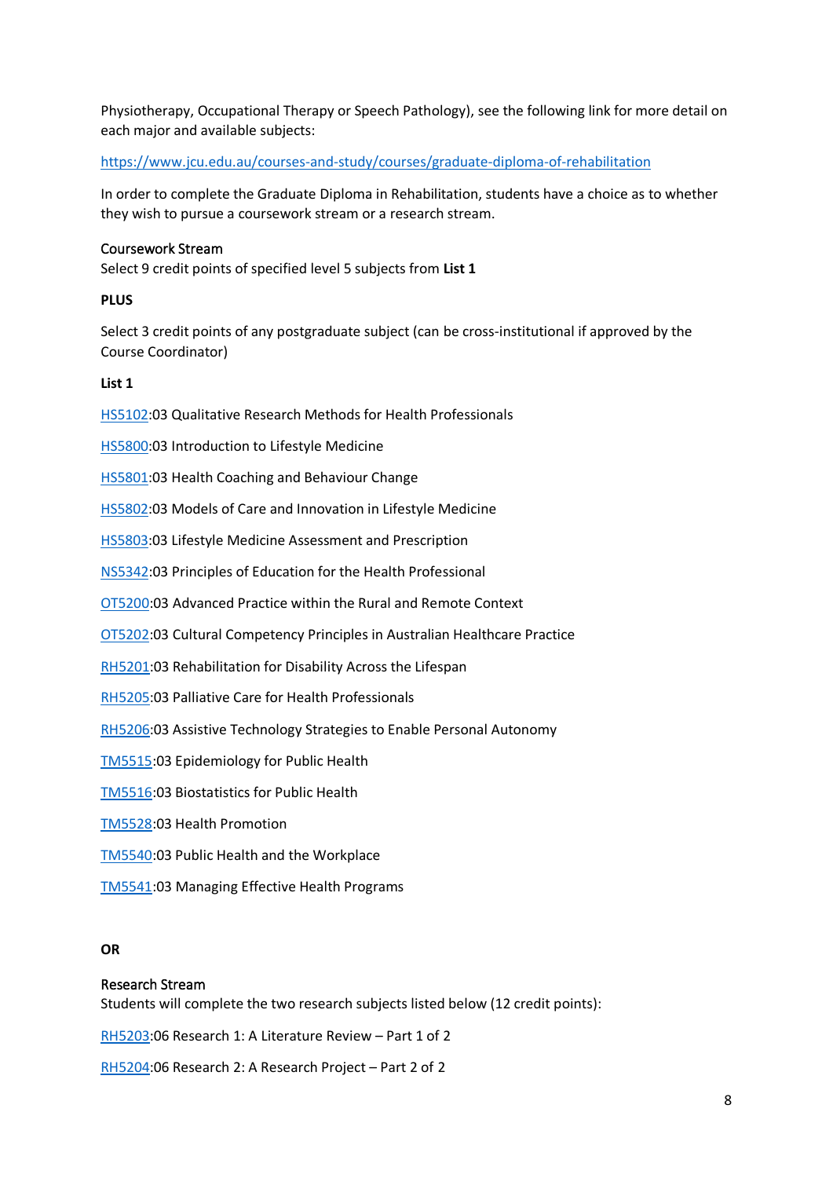Physiotherapy, Occupational Therapy or Speech Pathology), see the following link for more detail on each major and available subjects:

https://www.jcu.edu.au/courses-and-study/courses/graduate-diploma-of-rehabilitation

In order to complete the Graduate Diploma in Rehabilitation, students have a choice as to whether they wish to pursue a coursework stream or a research stream.

Coursework Stream
Select 9 credit points of specified level 5 subjects from **List 1**

**PLUS**

Select 3 credit points of any postgraduate subject (can be cross-institutional if approved by the Course Coordinator)

**List 1**

HS5102:03 Qualitative Research Methods for Health Professionals

HS5800:03 Introduction to Lifestyle Medicine

HS5801:03 Health Coaching and Behaviour Change

HS5802:03 Models of Care and Innovation in Lifestyle Medicine

HS5803:03 Lifestyle Medicine Assessment and Prescription

NS5342:03 Principles of Education for the Health Professional

OT5200:03 Advanced Practice within the Rural and Remote Context

OT5202:03 Cultural Competency Principles in Australian Healthcare Practice

RH5201:03 Rehabilitation for Disability Across the Lifespan

RH5205:03 Palliative Care for Health Professionals

RH5206:03 Assistive Technology Strategies to Enable Personal Autonomy

TM5515:03 Epidemiology for Public Health

TM5516:03 Biostatistics for Public Health

TM5528:03 Health Promotion

TM5540:03 Public Health and the Workplace

TM5541:03 Managing Effective Health Programs

**OR**

Research Stream
Students will complete the two research subjects listed below (12 credit points):

RH5203:06 Research 1: A Literature Review – Part 1 of 2

RH5204:06 Research 2: A Research Project – Part 2 of 2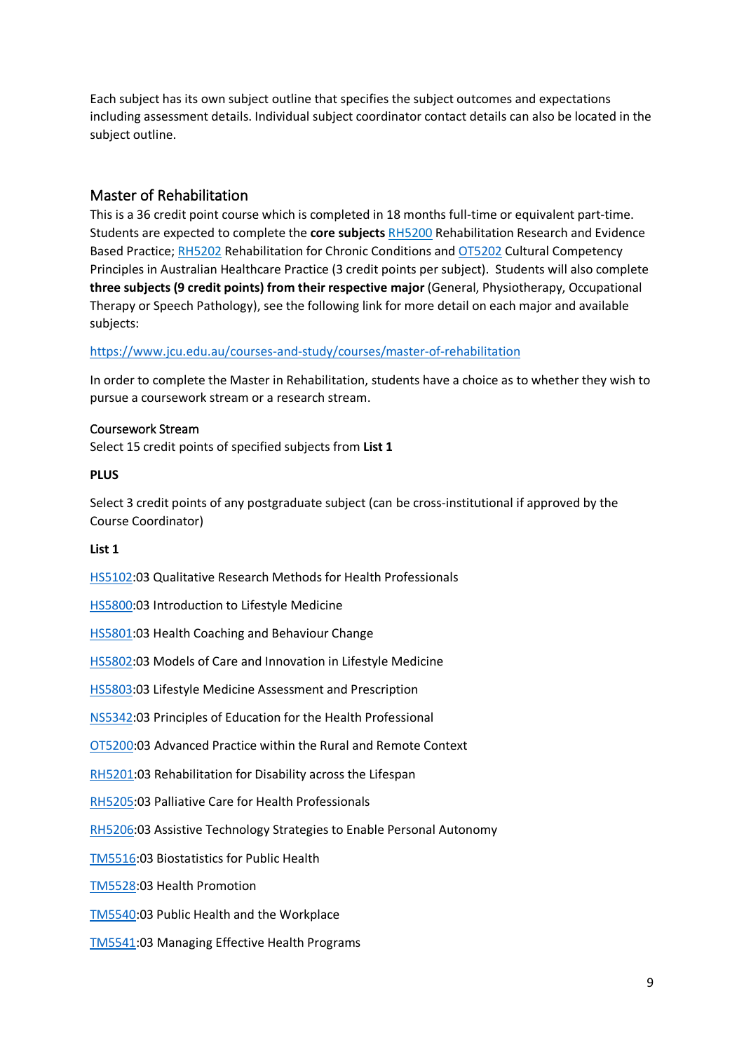Each subject has its own subject outline that specifies the subject outcomes and expectations including assessment details. Individual subject coordinator contact details can also be located in the subject outline.

## Master of Rehabilitation

This is a 36 credit point course which is completed in 18 months full-time or equivalent part-time. Students are expected to complete the **core subjects** RH5200 Rehabilitation Research and Evidence Based Practice; RH5202 Rehabilitation for Chronic Conditions and OT5202 Cultural Competency Principles in Australian Healthcare Practice (3 credit points per subject). Students will also complete **three subjects (9 credit points) from their respective major** (General, Physiotherapy, Occupational Therapy or Speech Pathology), see the following link for more detail on each major and available subjects:

https://www.jcu.edu.au/courses-and-study/courses/master-of-rehabilitation

In order to complete the Master in Rehabilitation, students have a choice as to whether they wish to pursue a coursework stream or a research stream.

### Coursework Stream

Select 15 credit points of specified subjects from **List 1**

**PLUS**

Select 3 credit points of any postgraduate subject (can be cross-institutional if approved by the Course Coordinator)

**List 1**

HS5102:03 Qualitative Research Methods for Health Professionals

HS5800:03 Introduction to Lifestyle Medicine

HS5801:03 Health Coaching and Behaviour Change

HS5802:03 Models of Care and Innovation in Lifestyle Medicine

HS5803:03 Lifestyle Medicine Assessment and Prescription

NS5342:03 Principles of Education for the Health Professional

OT5200:03 Advanced Practice within the Rural and Remote Context

RH5201:03 Rehabilitation for Disability across the Lifespan

RH5205:03 Palliative Care for Health Professionals

RH5206:03 Assistive Technology Strategies to Enable Personal Autonomy

TM5516:03 Biostatistics for Public Health

TM5528:03 Health Promotion

TM5540:03 Public Health and the Workplace

TM5541:03 Managing Effective Health Programs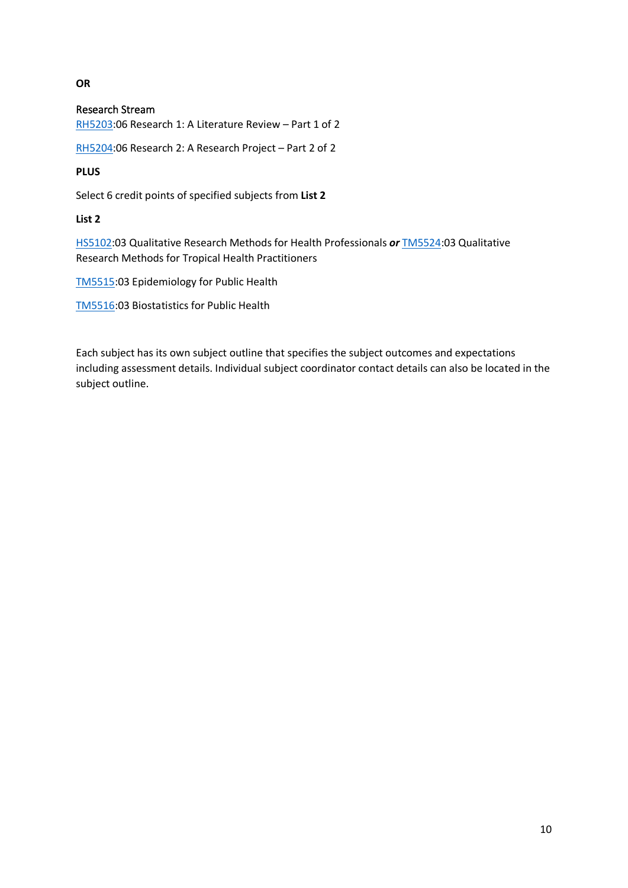**OR**

Research Stream

RH5203:06 Research 1: A Literature Review – Part 1 of 2

RH5204:06 Research 2: A Research Project – Part 2 of 2

**PLUS**

Select 6 credit points of specified subjects from **List 2**

**List 2**

HS5102:03 Qualitative Research Methods for Health Professionals ***or*** TM5524:03 Qualitative Research Methods for Tropical Health Practitioners

TM5515:03 Epidemiology for Public Health

TM5516:03 Biostatistics for Public Health

Each subject has its own subject outline that specifies the subject outcomes and expectations including assessment details. Individual subject coordinator contact details can also be located in the subject outline.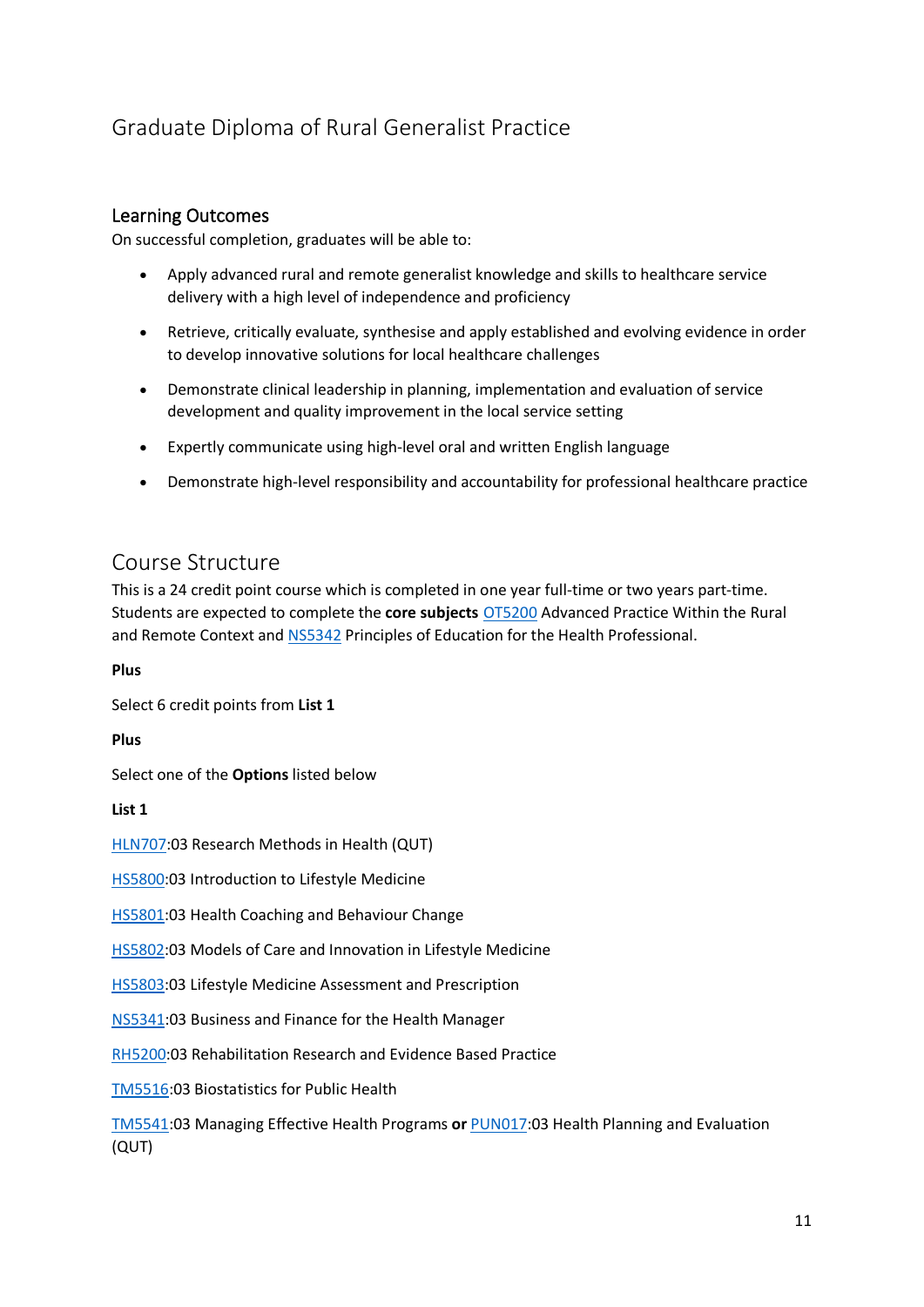# Graduate Diploma of Rural Generalist Practice

## Learning Outcomes

On successful completion, graduates will be able to:

- Apply advanced rural and remote generalist knowledge and skills to healthcare service delivery with a high level of independence and proficiency
- Retrieve, critically evaluate, synthesise and apply established and evolving evidence in order to develop innovative solutions for local healthcare challenges
- Demonstrate clinical leadership in planning, implementation and evaluation of service development and quality improvement in the local service setting
- Expertly communicate using high-level oral and written English language
- Demonstrate high-level responsibility and accountability for professional healthcare practice

## Course Structure

This is a 24 credit point course which is completed in one year full-time or two years part-time. Students are expected to complete the **core subjects** OT5200 Advanced Practice Within the Rural and Remote Context and NS5342 Principles of Education for the Health Professional.

**Plus**

Select 6 credit points from **List 1**

**Plus**

Select one of the **Options** listed below

**List 1**

HLN707:03 Research Methods in Health (QUT)

HS5800:03 Introduction to Lifestyle Medicine

HS5801:03 Health Coaching and Behaviour Change

HS5802:03 Models of Care and Innovation in Lifestyle Medicine

HS5803:03 Lifestyle Medicine Assessment and Prescription

NS5341:03 Business and Finance for the Health Manager

RH5200:03 Rehabilitation Research and Evidence Based Practice

TM5516:03 Biostatistics for Public Health

TM5541:03 Managing Effective Health Programs **or** PUN017:03 Health Planning and Evaluation (QUT)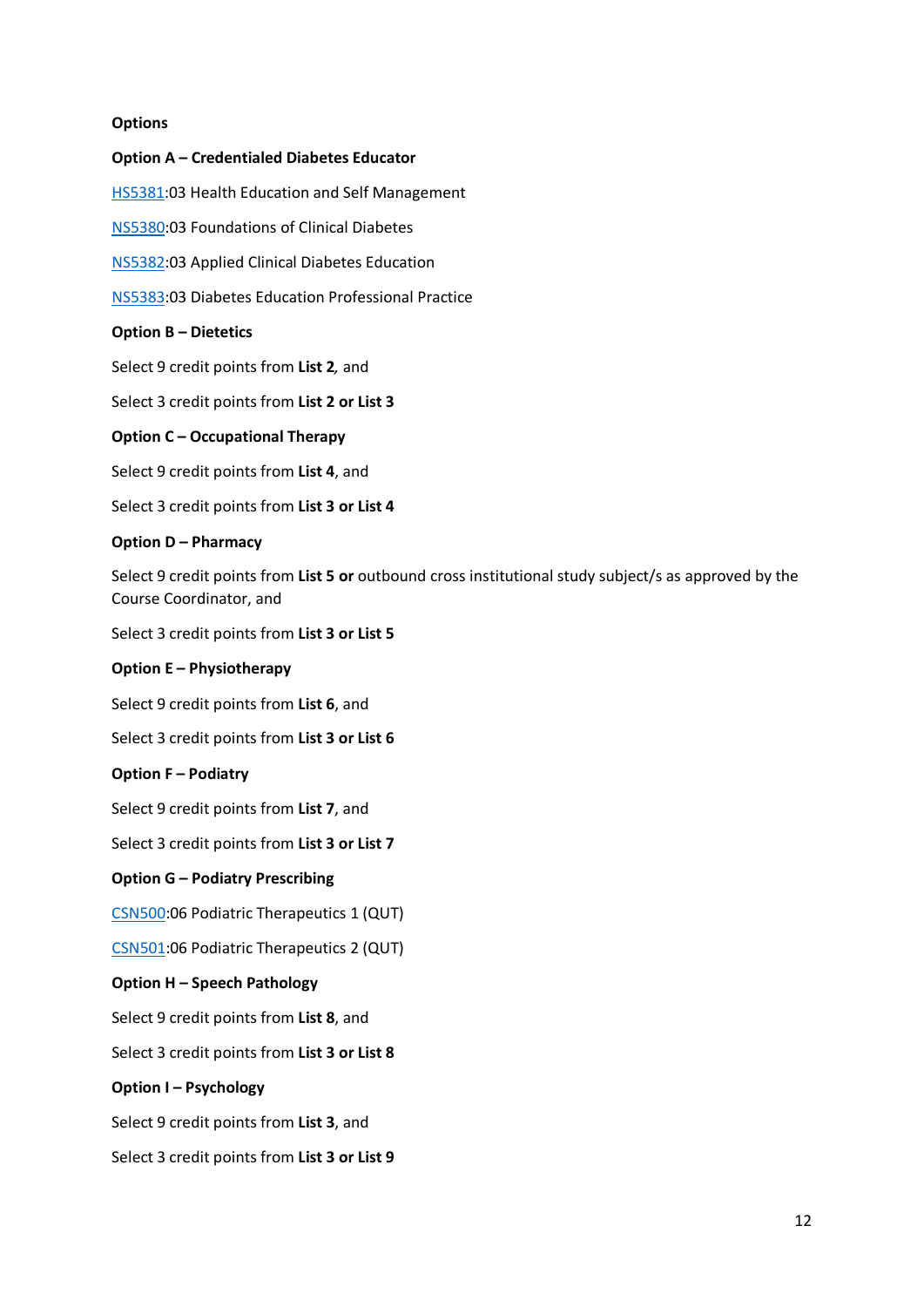**Options**

**Option A – Credentialed Diabetes Educator**

HS5381:03 Health Education and Self Management

NS5380:03 Foundations of Clinical Diabetes

NS5382:03 Applied Clinical Diabetes Education

NS5383:03 Diabetes Education Professional Practice

**Option B – Dietetics**

Select 9 credit points from **List 2***,* and

Select 3 credit points from **List 2 or List 3**

**Option C – Occupational Therapy**

Select 9 credit points from **List 4**, and

Select 3 credit points from **List 3 or List 4**

**Option D – Pharmacy**

Select 9 credit points from **List 5 or** outbound cross institutional study subject/s as approved by the Course Coordinator, and

Select 3 credit points from **List 3 or List 5**

**Option E – Physiotherapy**

Select 9 credit points from **List 6**, and

Select 3 credit points from **List 3 or List 6**

**Option F – Podiatry**

Select 9 credit points from **List 7**, and

Select 3 credit points from **List 3 or List 7**

**Option G – Podiatry Prescribing**

CSN500:06 Podiatric Therapeutics 1 (QUT)

CSN501:06 Podiatric Therapeutics 2 (QUT)

**Option H – Speech Pathology**

Select 9 credit points from **List 8**, and

Select 3 credit points from **List 3 or List 8**

**Option I – Psychology**

Select 9 credit points from **List 3**, and

Select 3 credit points from **List 3 or List 9**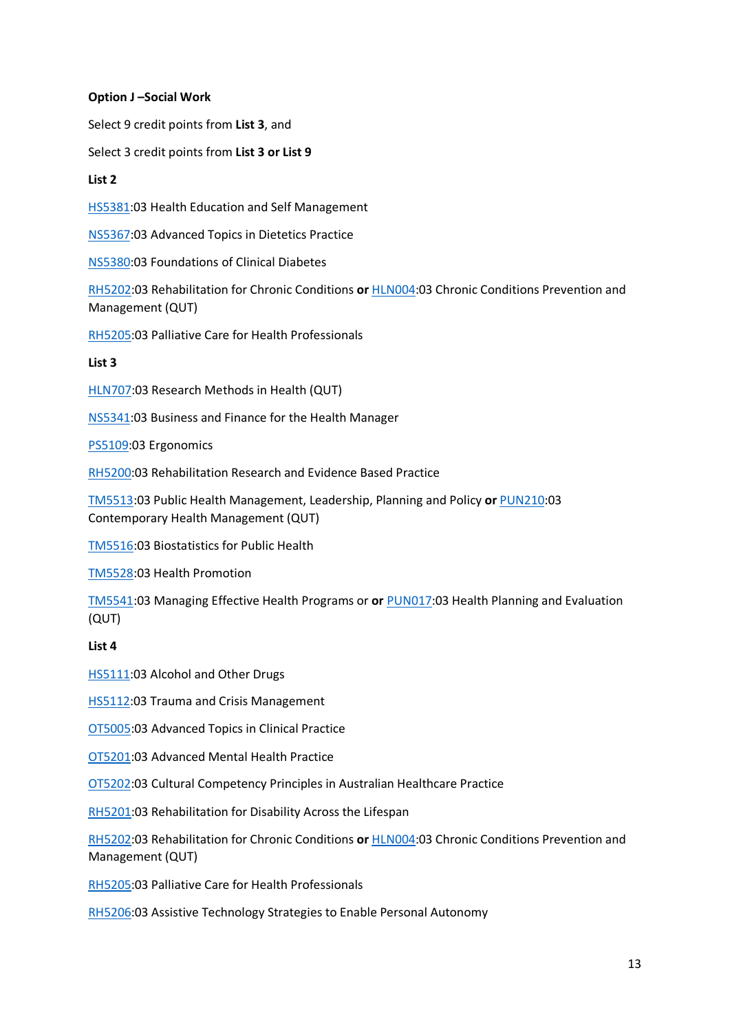**Option J –Social Work**

Select 9 credit points from **List 3**, and

Select 3 credit points from **List 3 or List 9**

**List 2**

HS5381:03 Health Education and Self Management

NS5367:03 Advanced Topics in Dietetics Practice

NS5380:03 Foundations of Clinical Diabetes

RH5202:03 Rehabilitation for Chronic Conditions **or** HLN004:03 Chronic Conditions Prevention and Management (QUT)

RH5205:03 Palliative Care for Health Professionals

**List 3**

HLN707:03 Research Methods in Health (QUT)

NS5341:03 Business and Finance for the Health Manager

PS5109:03 Ergonomics

RH5200:03 Rehabilitation Research and Evidence Based Practice

TM5513:03 Public Health Management, Leadership, Planning and Policy **or** PUN210:03 Contemporary Health Management (QUT)

TM5516:03 Biostatistics for Public Health

TM5528:03 Health Promotion

TM5541:03 Managing Effective Health Programs or **or** PUN017:03 Health Planning and Evaluation (QUT)

**List 4**

HS5111:03 Alcohol and Other Drugs

HS5112:03 Trauma and Crisis Management

OT5005:03 Advanced Topics in Clinical Practice

OT5201:03 Advanced Mental Health Practice

OT5202:03 Cultural Competency Principles in Australian Healthcare Practice

RH5201:03 Rehabilitation for Disability Across the Lifespan

RH5202:03 Rehabilitation for Chronic Conditions **or** HLN004:03 Chronic Conditions Prevention and Management (QUT)

RH5205:03 Palliative Care for Health Professionals

RH5206:03 Assistive Technology Strategies to Enable Personal Autonomy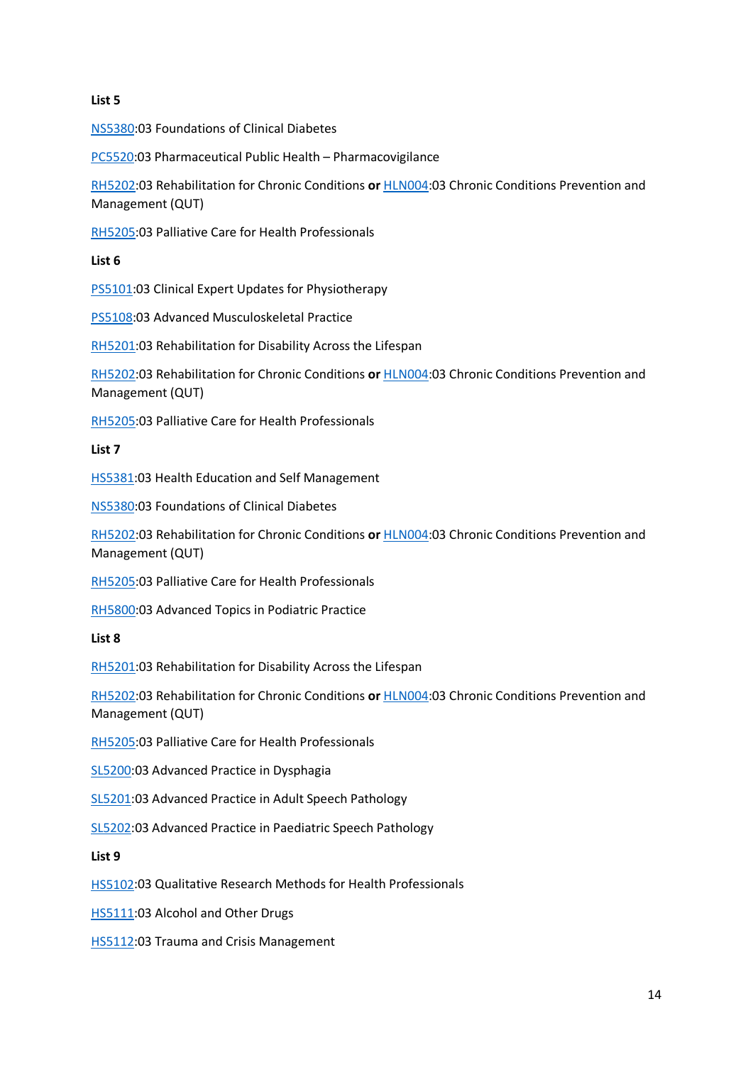**List 5**

NS5380:03 Foundations of Clinical Diabetes

PC5520:03 Pharmaceutical Public Health – Pharmacovigilance

RH5202:03 Rehabilitation for Chronic Conditions **or** HLN004:03 Chronic Conditions Prevention and Management (QUT)

RH5205:03 Palliative Care for Health Professionals

**List 6**

PS5101:03 Clinical Expert Updates for Physiotherapy

PS5108:03 Advanced Musculoskeletal Practice

RH5201:03 Rehabilitation for Disability Across the Lifespan

RH5202:03 Rehabilitation for Chronic Conditions **or** HLN004:03 Chronic Conditions Prevention and Management (QUT)

RH5205:03 Palliative Care for Health Professionals

**List 7**

HS5381:03 Health Education and Self Management

NS5380:03 Foundations of Clinical Diabetes

RH5202:03 Rehabilitation for Chronic Conditions **or** HLN004:03 Chronic Conditions Prevention and Management (QUT)

RH5205:03 Palliative Care for Health Professionals

RH5800:03 Advanced Topics in Podiatric Practice

**List 8**

RH5201:03 Rehabilitation for Disability Across the Lifespan

RH5202:03 Rehabilitation for Chronic Conditions **or** HLN004:03 Chronic Conditions Prevention and Management (QUT)

RH5205:03 Palliative Care for Health Professionals

SL5200:03 Advanced Practice in Dysphagia

SL5201:03 Advanced Practice in Adult Speech Pathology

SL5202:03 Advanced Practice in Paediatric Speech Pathology

**List 9**

HS5102:03 Qualitative Research Methods for Health Professionals

HS5111:03 Alcohol and Other Drugs

HS5112:03 Trauma and Crisis Management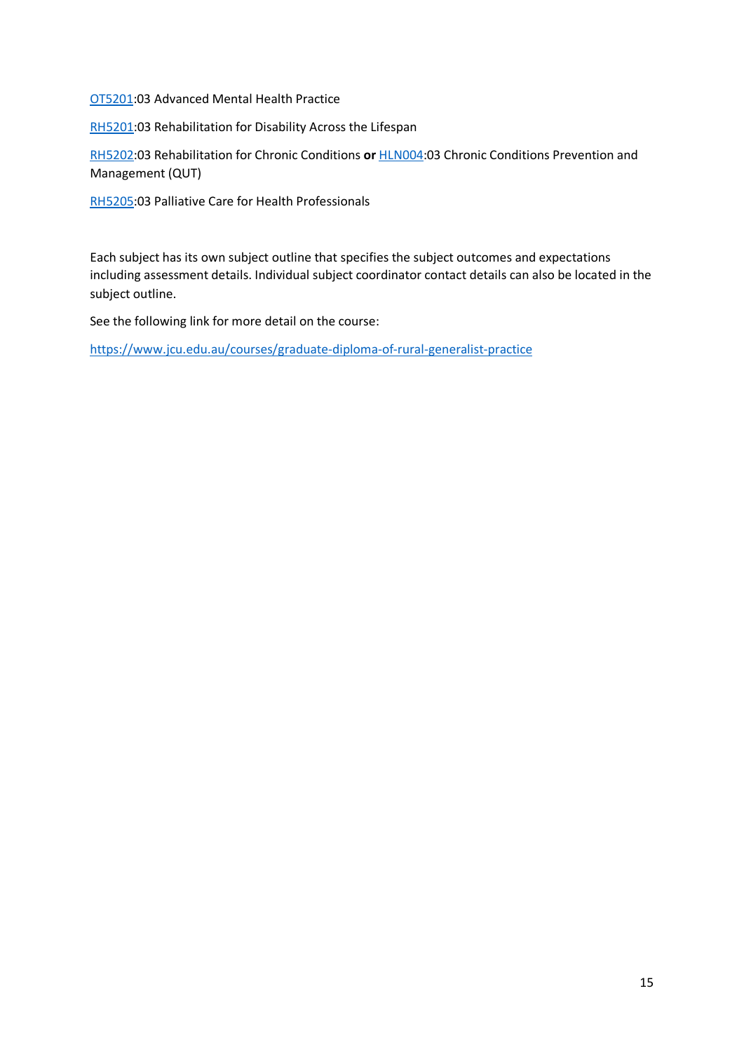[OT5201](https://www.jcu.edu.au):03 Advanced Mental Health Practice

RH5201:03 Rehabilitation for Disability Across the Lifespan

RH5202:03 Rehabilitation for Chronic Conditions **or** HLN004:03 Chronic Conditions Prevention and Management (QUT)

RH5205:03 Palliative Care for Health Professionals

Each subject has its own subject outline that specifies the subject outcomes and expectations including assessment details. Individual subject coordinator contact details can also be located in the subject outline.

See the following link for more detail on the course:

https://www.jcu.edu.au/courses/graduate-diploma-of-rural-generalist-practice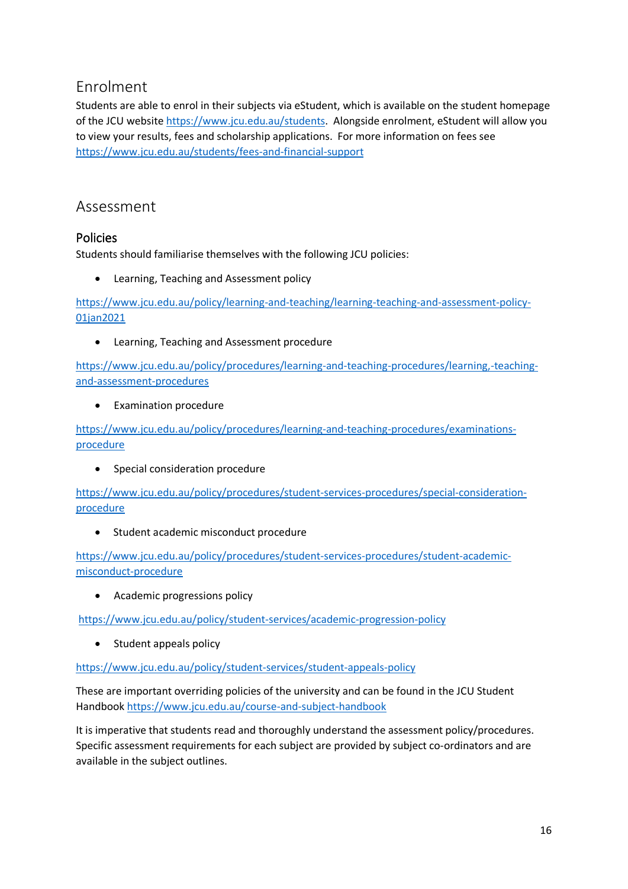## Enrolment

Students are able to enrol in their subjects via eStudent, which is available on the student homepage of the JCU website https://www.jcu.edu.au/students. Alongside enrolment, eStudent will allow you to view your results, fees and scholarship applications. For more information on fees see https://www.jcu.edu.au/students/fees-and-financial-support

## Assessment

### Policies

Students should familiarise themselves with the following JCU policies:

- Learning, Teaching and Assessment policy

https://www.jcu.edu.au/policy/learning-and-teaching/learning-teaching-and-assessment-policy-01jan2021

- Learning, Teaching and Assessment procedure

https://www.jcu.edu.au/policy/procedures/learning-and-teaching-procedures/learning,-teaching-and-assessment-procedures

- Examination procedure

https://www.jcu.edu.au/policy/procedures/learning-and-teaching-procedures/examinations-procedure

- Special consideration procedure

https://www.jcu.edu.au/policy/procedures/student-services-procedures/special-consideration-procedure

- Student academic misconduct procedure

https://www.jcu.edu.au/policy/procedures/student-services-procedures/student-academic-misconduct-procedure

- Academic progressions policy

https://www.jcu.edu.au/policy/student-services/academic-progression-policy

- Student appeals policy

https://www.jcu.edu.au/policy/student-services/student-appeals-policy

These are important overriding policies of the university and can be found in the JCU Student Handbook https://www.jcu.edu.au/course-and-subject-handbook

It is imperative that students read and thoroughly understand the assessment policy/procedures. Specific assessment requirements for each subject are provided by subject co-ordinators and are available in the subject outlines.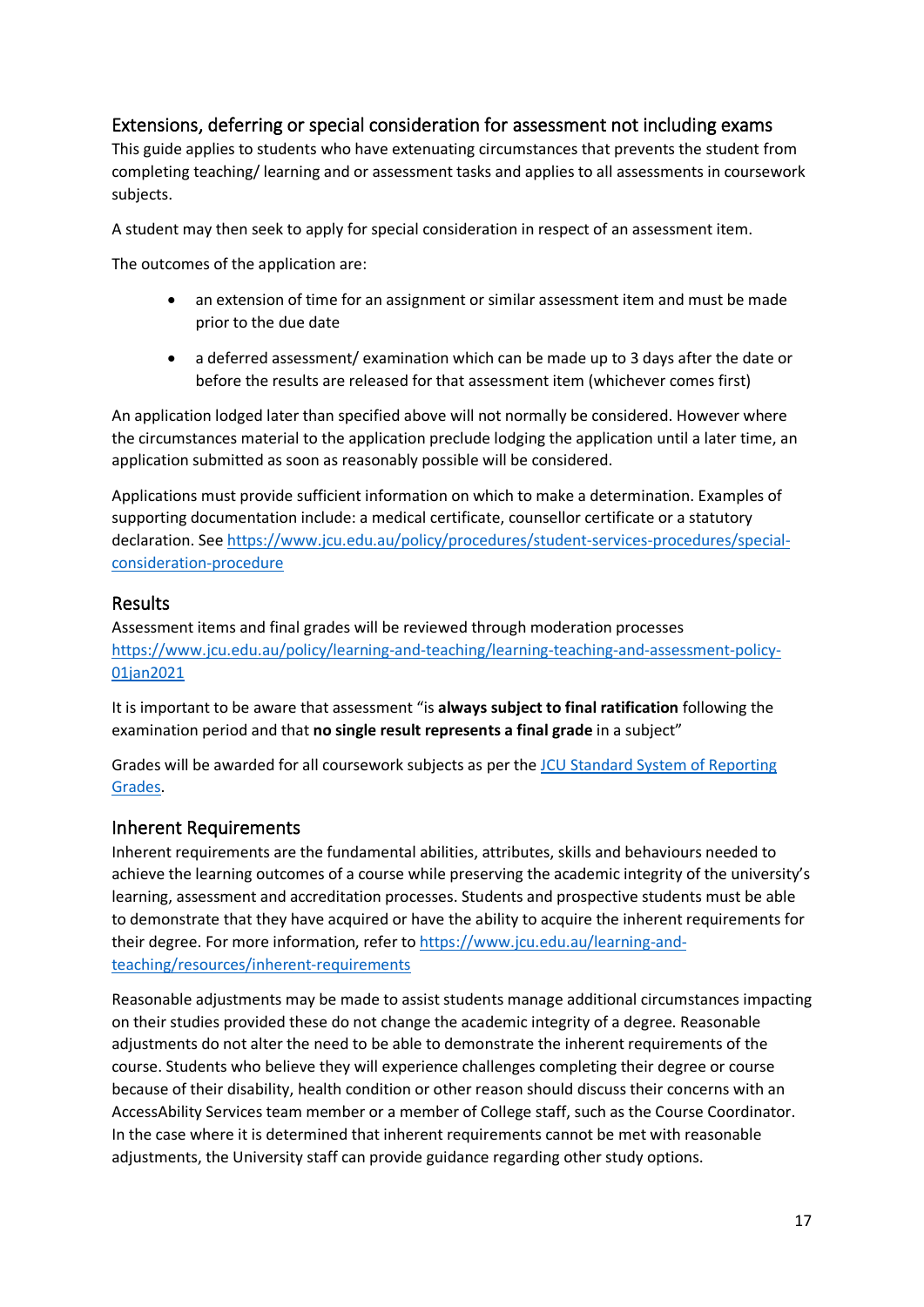## Extensions, deferring or special consideration for assessment not including exams

This guide applies to students who have extenuating circumstances that prevents the student from completing teaching/ learning and or assessment tasks and applies to all assessments in coursework subjects.

A student may then seek to apply for special consideration in respect of an assessment item.

The outcomes of the application are:

- an extension of time for an assignment or similar assessment item and must be made prior to the due date
- a deferred assessment/ examination which can be made up to 3 days after the date or before the results are released for that assessment item (whichever comes first)

An application lodged later than specified above will not normally be considered. However where the circumstances material to the application preclude lodging the application until a later time, an application submitted as soon as reasonably possible will be considered.

Applications must provide sufficient information on which to make a determination. Examples of supporting documentation include: a medical certificate, counsellor certificate or a statutory declaration. See [https://www.jcu.edu.au/policy/procedures/student-services-procedures/special-consideration-procedure](https://www.jcu.edu.au/policy/procedures/student-services-procedures/special-consideration-procedure)

## Results

Assessment items and final grades will be reviewed through moderation processes [https://www.jcu.edu.au/policy/learning-and-teaching/learning-teaching-and-assessment-policy-01jan2021](https://www.jcu.edu.au/policy/learning-and-teaching/learning-teaching-and-assessment-policy-01jan2021)

It is important to be aware that assessment "is **always subject to final ratification** following the examination period and that **no single result represents a final grade** in a subject"

Grades will be awarded for all coursework subjects as per the JCU Standard System of Reporting Grades.

## Inherent Requirements

Inherent requirements are the fundamental abilities, attributes, skills and behaviours needed to achieve the learning outcomes of a course while preserving the academic integrity of the university's learning, assessment and accreditation processes. Students and prospective students must be able to demonstrate that they have acquired or have the ability to acquire the inherent requirements for their degree. For more information, refer to [https://www.jcu.edu.au/learning-and-teaching/resources/inherent-requirements](https://www.jcu.edu.au/learning-and-teaching/resources/inherent-requirements)

Reasonable adjustments may be made to assist students manage additional circumstances impacting on their studies provided these do not change the academic integrity of a degree. Reasonable adjustments do not alter the need to be able to demonstrate the inherent requirements of the course. Students who believe they will experience challenges completing their degree or course because of their disability, health condition or other reason should discuss their concerns with an AccessAbility Services team member or a member of College staff, such as the Course Coordinator. In the case where it is determined that inherent requirements cannot be met with reasonable adjustments, the University staff can provide guidance regarding other study options.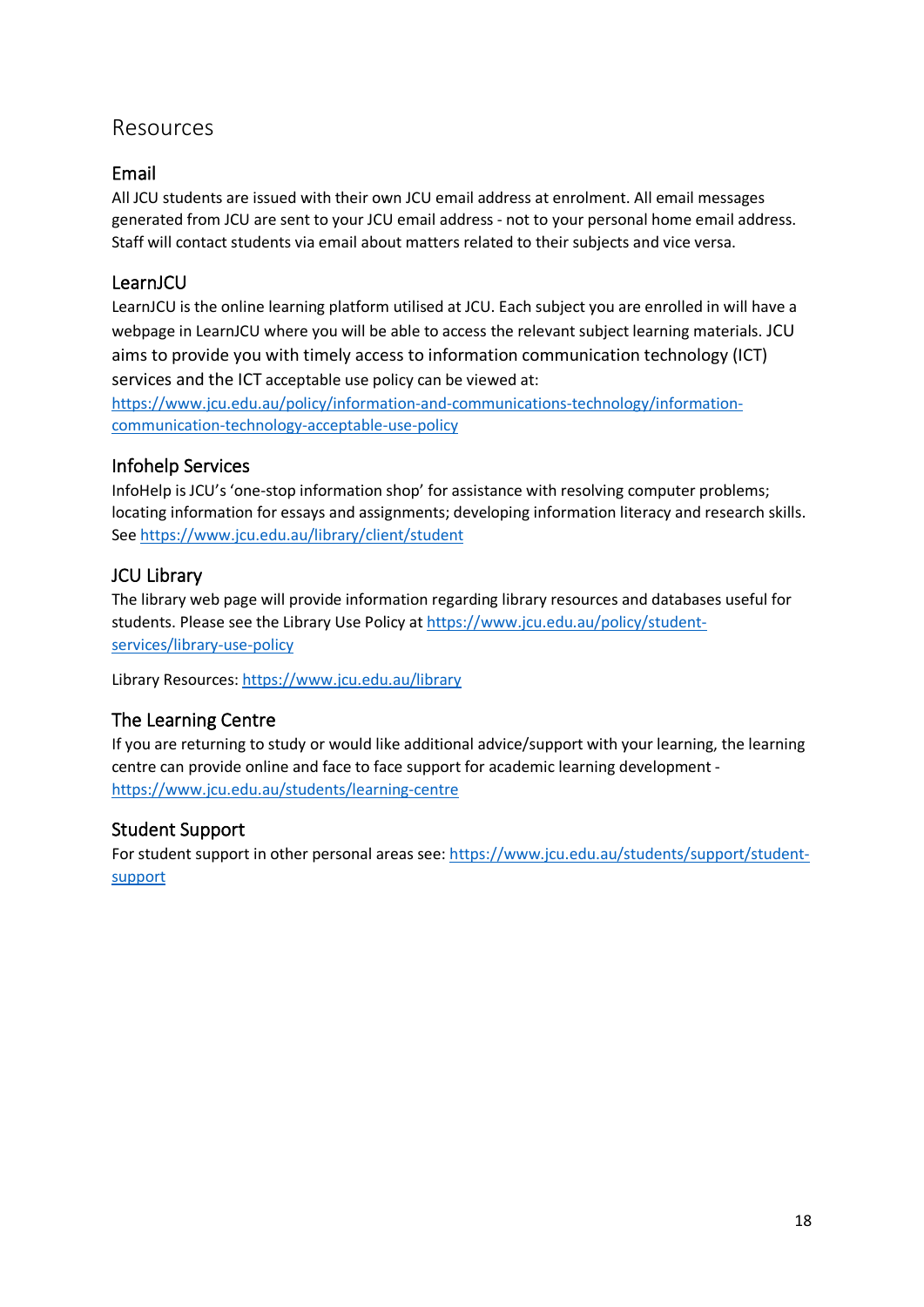# Resources

## Email

All JCU students are issued with their own JCU email address at enrolment. All email messages generated from JCU are sent to your JCU email address - not to your personal home email address. Staff will contact students via email about matters related to their subjects and vice versa.

## LearnJCU

LearnJCU is the online learning platform utilised at JCU. Each subject you are enrolled in will have a webpage in LearnJCU where you will be able to access the relevant subject learning materials. JCU aims to provide you with timely access to information communication technology (ICT) services and the ICT acceptable use policy can be viewed at: https://www.jcu.edu.au/policy/information-and-communications-technology/information-communication-technology-acceptable-use-policy

## Infohelp Services

InfoHelp is JCU's 'one-stop information shop' for assistance with resolving computer problems; locating information for essays and assignments; developing information literacy and research skills. See https://www.jcu.edu.au/library/client/student

## JCU Library

The library web page will provide information regarding library resources and databases useful for students. Please see the Library Use Policy at https://www.jcu.edu.au/policy/student-services/library-use-policy

Library Resources: https://www.jcu.edu.au/library

## The Learning Centre

If you are returning to study or would like additional advice/support with your learning, the learning centre can provide online and face to face support for academic learning development - https://www.jcu.edu.au/students/learning-centre

## Student Support

For student support in other personal areas see: https://www.jcu.edu.au/students/support/student-support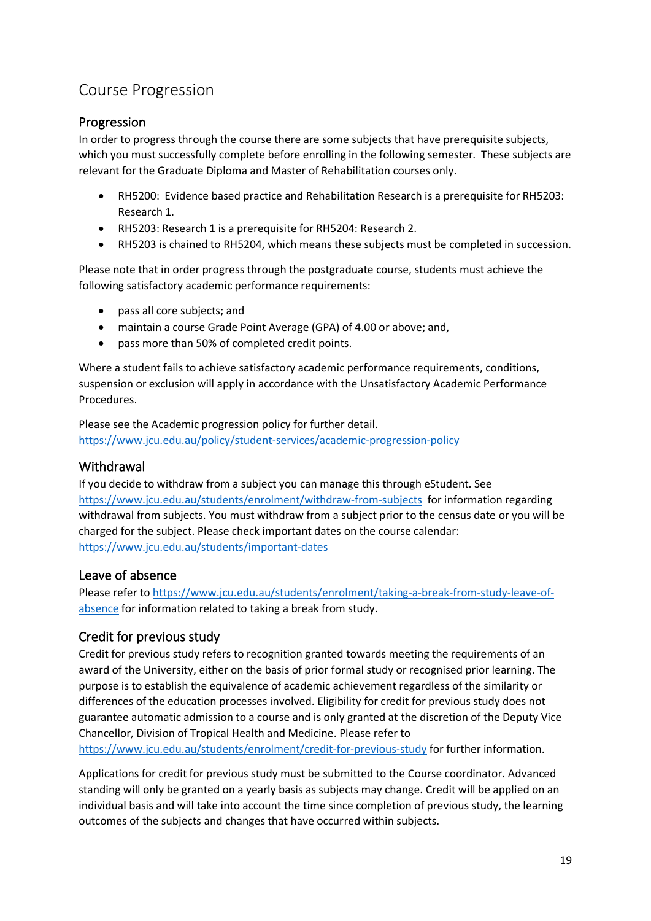# Course Progression

## Progression

In order to progress through the course there are some subjects that have prerequisite subjects, which you must successfully complete before enrolling in the following semester. These subjects are relevant for the Graduate Diploma and Master of Rehabilitation courses only.

- RH5200: Evidence based practice and Rehabilitation Research is a prerequisite for RH5203: Research 1.
- RH5203: Research 1 is a prerequisite for RH5204: Research 2.
- RH5203 is chained to RH5204, which means these subjects must be completed in succession.

Please note that in order progress through the postgraduate course, students must achieve the following satisfactory academic performance requirements:

- pass all core subjects; and
- maintain a course Grade Point Average (GPA) of 4.00 or above; and,
- pass more than 50% of completed credit points.

Where a student fails to achieve satisfactory academic performance requirements, conditions, suspension or exclusion will apply in accordance with the Unsatisfactory Academic Performance Procedures.

Please see the Academic progression policy for further detail.
https://www.jcu.edu.au/policy/student-services/academic-progression-policy

## Withdrawal

If you decide to withdraw from a subject you can manage this through eStudent. See https://www.jcu.edu.au/students/enrolment/withdraw-from-subjects for information regarding withdrawal from subjects. You must withdraw from a subject prior to the census date or you will be charged for the subject. Please check important dates on the course calendar: https://www.jcu.edu.au/students/important-dates

## Leave of absence

Please refer to https://www.jcu.edu.au/students/enrolment/taking-a-break-from-study-leave-of-absence for information related to taking a break from study.

## Credit for previous study

Credit for previous study refers to recognition granted towards meeting the requirements of an award of the University, either on the basis of prior formal study or recognised prior learning. The purpose is to establish the equivalence of academic achievement regardless of the similarity or differences of the education processes involved. Eligibility for credit for previous study does not guarantee automatic admission to a course and is only granted at the discretion of the Deputy Vice Chancellor, Division of Tropical Health and Medicine. Please refer to https://www.jcu.edu.au/students/enrolment/credit-for-previous-study for further information.

Applications for credit for previous study must be submitted to the Course coordinator. Advanced standing will only be granted on a yearly basis as subjects may change. Credit will be applied on an individual basis and will take into account the time since completion of previous study, the learning outcomes of the subjects and changes that have occurred within subjects.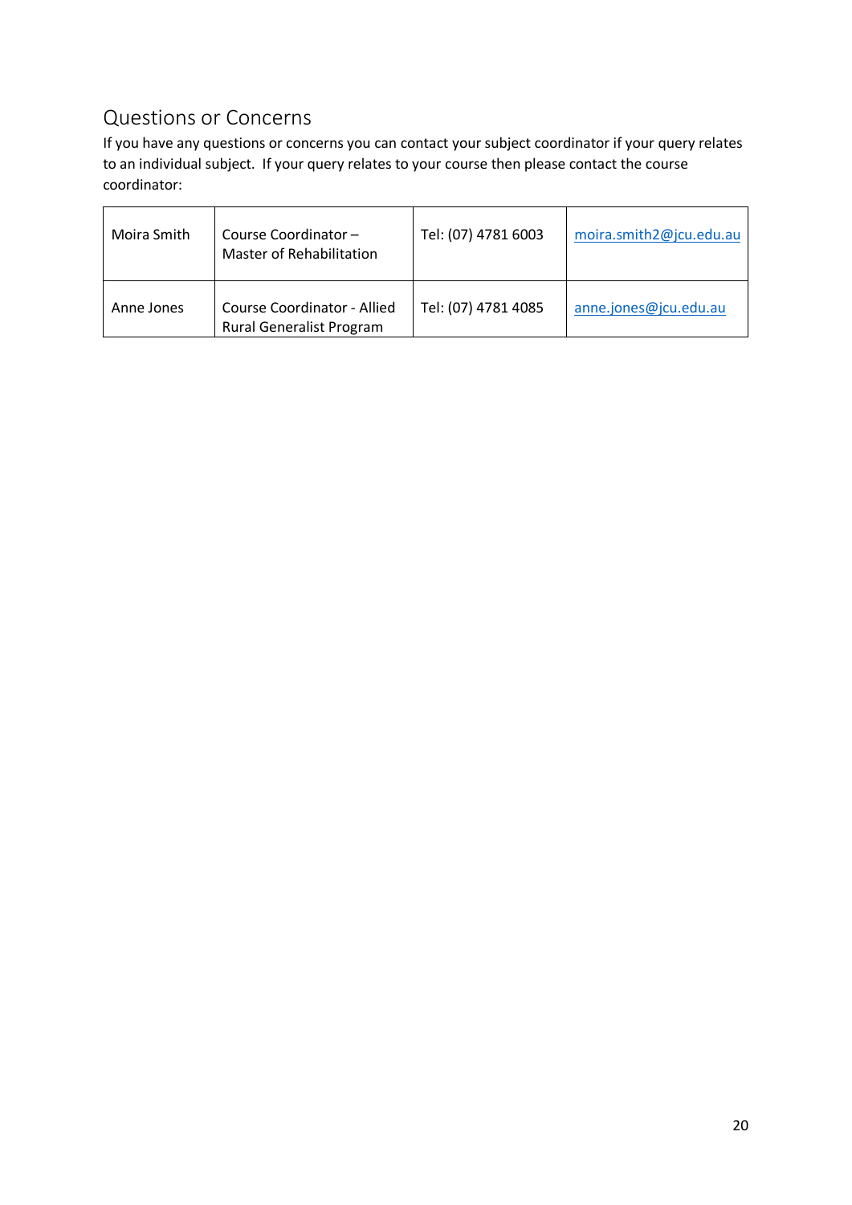## Questions or Concerns

If you have any questions or concerns you can contact your subject coordinator if your query relates to an individual subject. If your query relates to your course then please contact the course coordinator:

| | | | |
|---|---|---|---|
| Moira Smith | Course Coordinator – Master of Rehabilitation | Tel: (07) 4781 6003 | moira.smith2@jcu.edu.au |
| Anne Jones | Course Coordinator - Allied Rural Generalist Program | Tel: (07) 4781 4085 | anne.jones@jcu.edu.au |